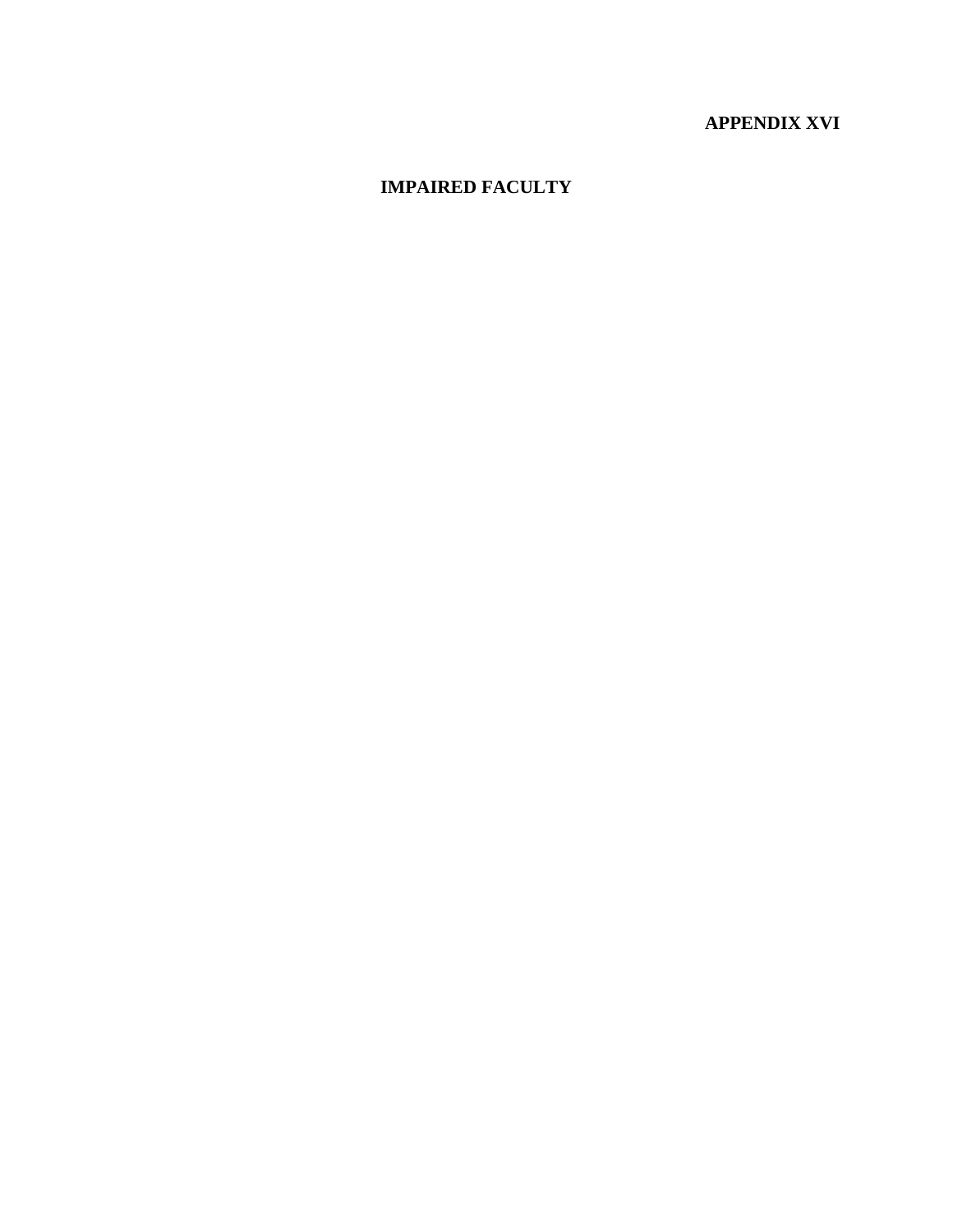**APPENDIX XVI**

# IMPAIRED FACULTY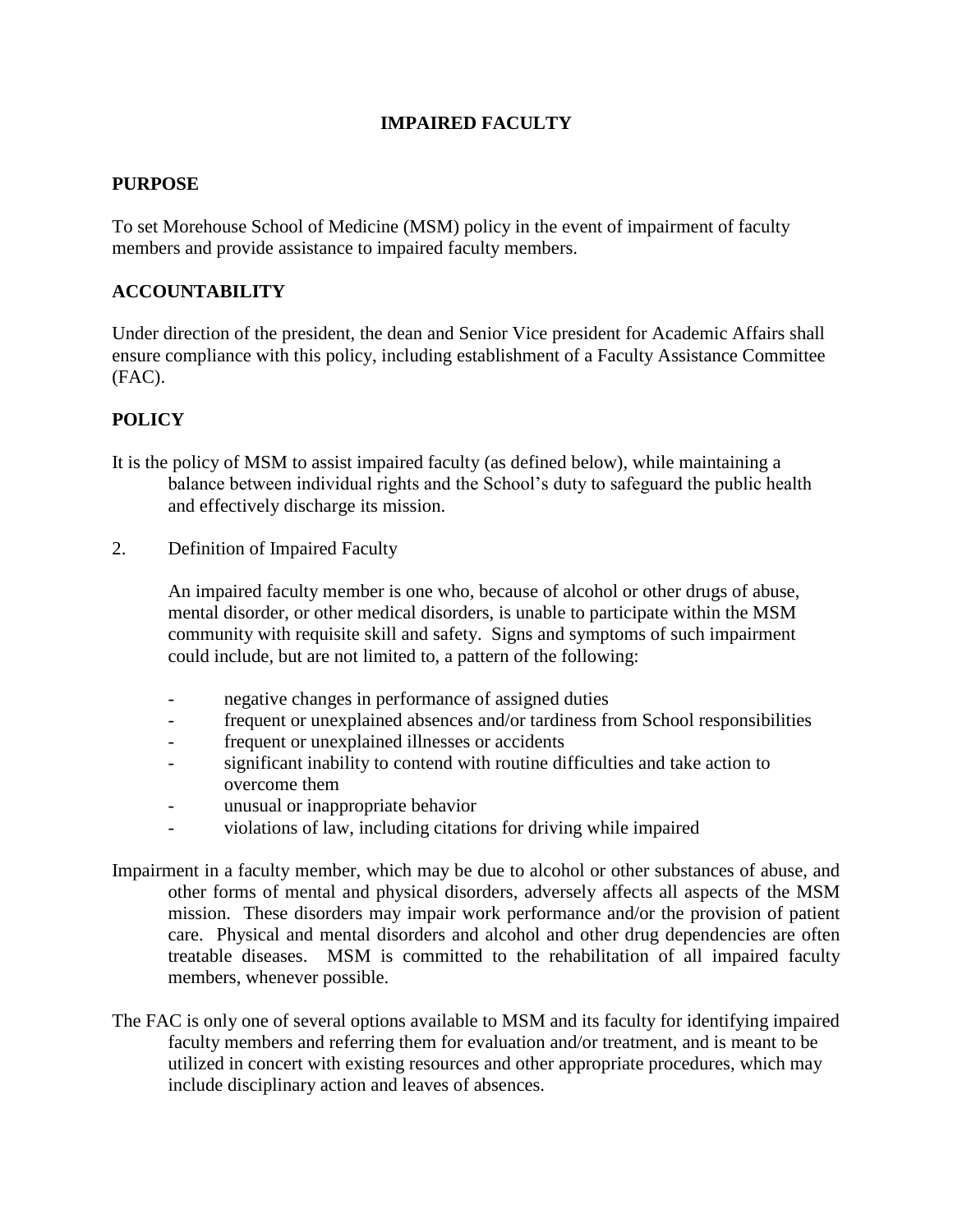**IMPAIRED FACULTY**

**PURPOSE**

To set Morehouse School of Medicine (MSM) policy in the event of impairment of faculty members and provide assistance to impaired faculty members.

**ACCOUNTABILITY**

Under direction of the president, the dean and Senior Vice president for Academic Affairs shall ensure compliance with this policy, including establishment of a Faculty Assistance Committee (FAC).

**POLICY**

It is the policy of MSM to assist impaired faculty (as defined below), while maintaining a balance between individual rights and the School's duty to safeguard the public health and effectively discharge its mission.

2. Definition of Impaired Faculty

   An impaired faculty member is one who, because of alcohol or other drugs of abuse, mental disorder, or other medical disorders, is unable to participate within the MSM community with requisite skill and safety. Signs and symptoms of such impairment could include, but are not limited to, a pattern of the following:

   - negative changes in performance of assigned duties
   - frequent or unexplained absences and/or tardiness from School responsibilities
   - frequent or unexplained illnesses or accidents
   - significant inability to contend with routine difficulties and take action to overcome them
   - unusual or inappropriate behavior
   - violations of law, including citations for driving while impaired

Impairment in a faculty member, which may be due to alcohol or other substances of abuse, and other forms of mental and physical disorders, adversely affects all aspects of the MSM mission. These disorders may impair work performance and/or the provision of patient care. Physical and mental disorders and alcohol and other drug dependencies are often treatable diseases. MSM is committed to the rehabilitation of all impaired faculty members, whenever possible.

The FAC is only one of several options available to MSM and its faculty for identifying impaired faculty members and referring them for evaluation and/or treatment, and is meant to be utilized in concert with existing resources and other appropriate procedures, which may include disciplinary action and leaves of absences.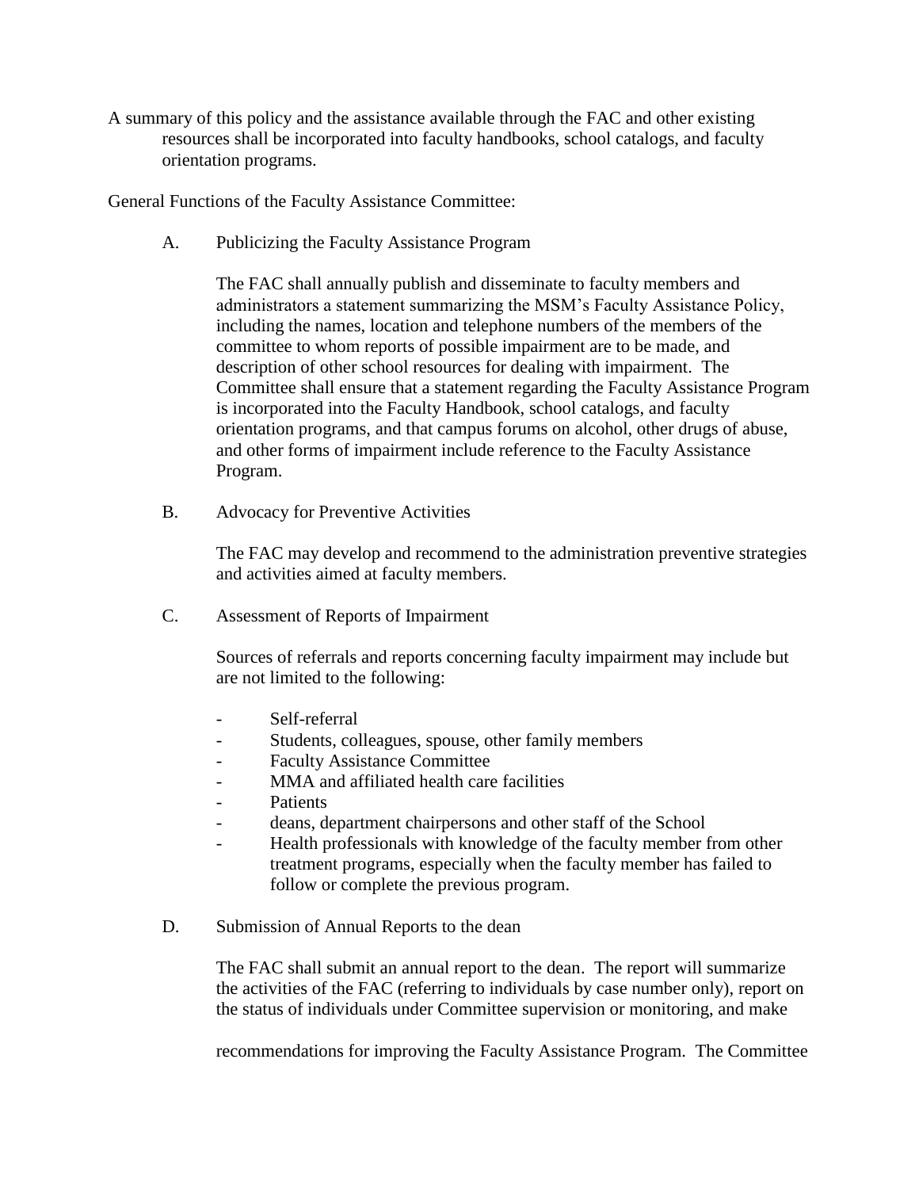A summary of this policy and the assistance available through the FAC and other existing resources shall be incorporated into faculty handbooks, school catalogs, and faculty orientation programs.

General Functions of the Faculty Assistance Committee:

A. Publicizing the Faculty Assistance Program

The FAC shall annually publish and disseminate to faculty members and administrators a statement summarizing the MSM's Faculty Assistance Policy, including the names, location and telephone numbers of the members of the committee to whom reports of possible impairment are to be made, and description of other school resources for dealing with impairment. The Committee shall ensure that a statement regarding the Faculty Assistance Program is incorporated into the Faculty Handbook, school catalogs, and faculty orientation programs, and that campus forums on alcohol, other drugs of abuse, and other forms of impairment include reference to the Faculty Assistance Program.

B. Advocacy for Preventive Activities

The FAC may develop and recommend to the administration preventive strategies and activities aimed at faculty members.

C. Assessment of Reports of Impairment

Sources of referrals and reports concerning faculty impairment may include but are not limited to the following:

- Self-referral
- Students, colleagues, spouse, other family members
- Faculty Assistance Committee
- MMA and affiliated health care facilities
- Patients
- deans, department chairpersons and other staff of the School
- Health professionals with knowledge of the faculty member from other treatment programs, especially when the faculty member has failed to follow or complete the previous program.

D. Submission of Annual Reports to the dean

The FAC shall submit an annual report to the dean. The report will summarize the activities of the FAC (referring to individuals by case number only), report on the status of individuals under Committee supervision or monitoring, and make recommendations for improving the Faculty Assistance Program. The Committee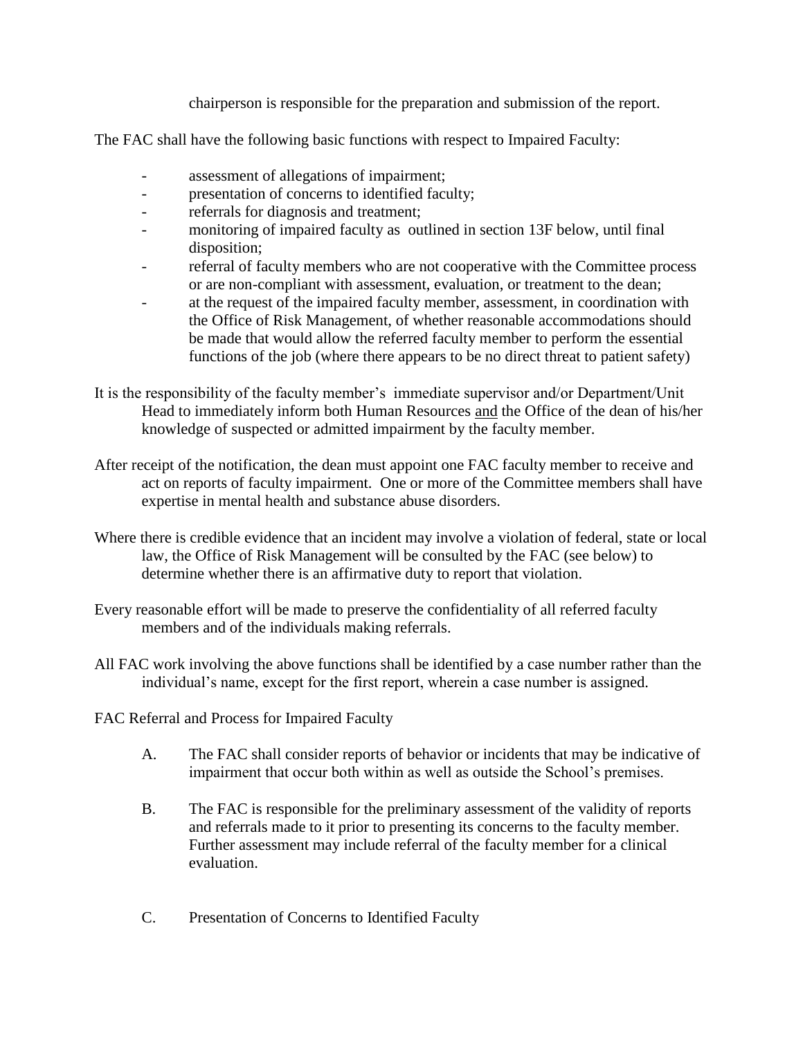chairperson is responsible for the preparation and submission of the report.

The FAC shall have the following basic functions with respect to Impaired Faculty:

- assessment of allegations of impairment;
- presentation of concerns to identified faculty;
- referrals for diagnosis and treatment;
- monitoring of impaired faculty as outlined in section 13F below, until final disposition;
- referral of faculty members who are not cooperative with the Committee process or are non-compliant with assessment, evaluation, or treatment to the dean;
- at the request of the impaired faculty member, assessment, in coordination with the Office of Risk Management, of whether reasonable accommodations should be made that would allow the referred faculty member to perform the essential functions of the job (where there appears to be no direct threat to patient safety)

It is the responsibility of the faculty member's immediate supervisor and/or Department/Unit Head to immediately inform both Human Resources <u>and</u> the Office of the dean of his/her knowledge of suspected or admitted impairment by the faculty member.

After receipt of the notification, the dean must appoint one FAC faculty member to receive and act on reports of faculty impairment. One or more of the Committee members shall have expertise in mental health and substance abuse disorders.

Where there is credible evidence that an incident may involve a violation of federal, state or local law, the Office of Risk Management will be consulted by the FAC (see below) to determine whether there is an affirmative duty to report that violation.

Every reasonable effort will be made to preserve the confidentiality of all referred faculty members and of the individuals making referrals.

All FAC work involving the above functions shall be identified by a case number rather than the individual's name, except for the first report, wherein a case number is assigned.

FAC Referral and Process for Impaired Faculty

A. The FAC shall consider reports of behavior or incidents that may be indicative of impairment that occur both within as well as outside the School's premises.

B. The FAC is responsible for the preliminary assessment of the validity of reports and referrals made to it prior to presenting its concerns to the faculty member. Further assessment may include referral of the faculty member for a clinical evaluation.

C. Presentation of Concerns to Identified Faculty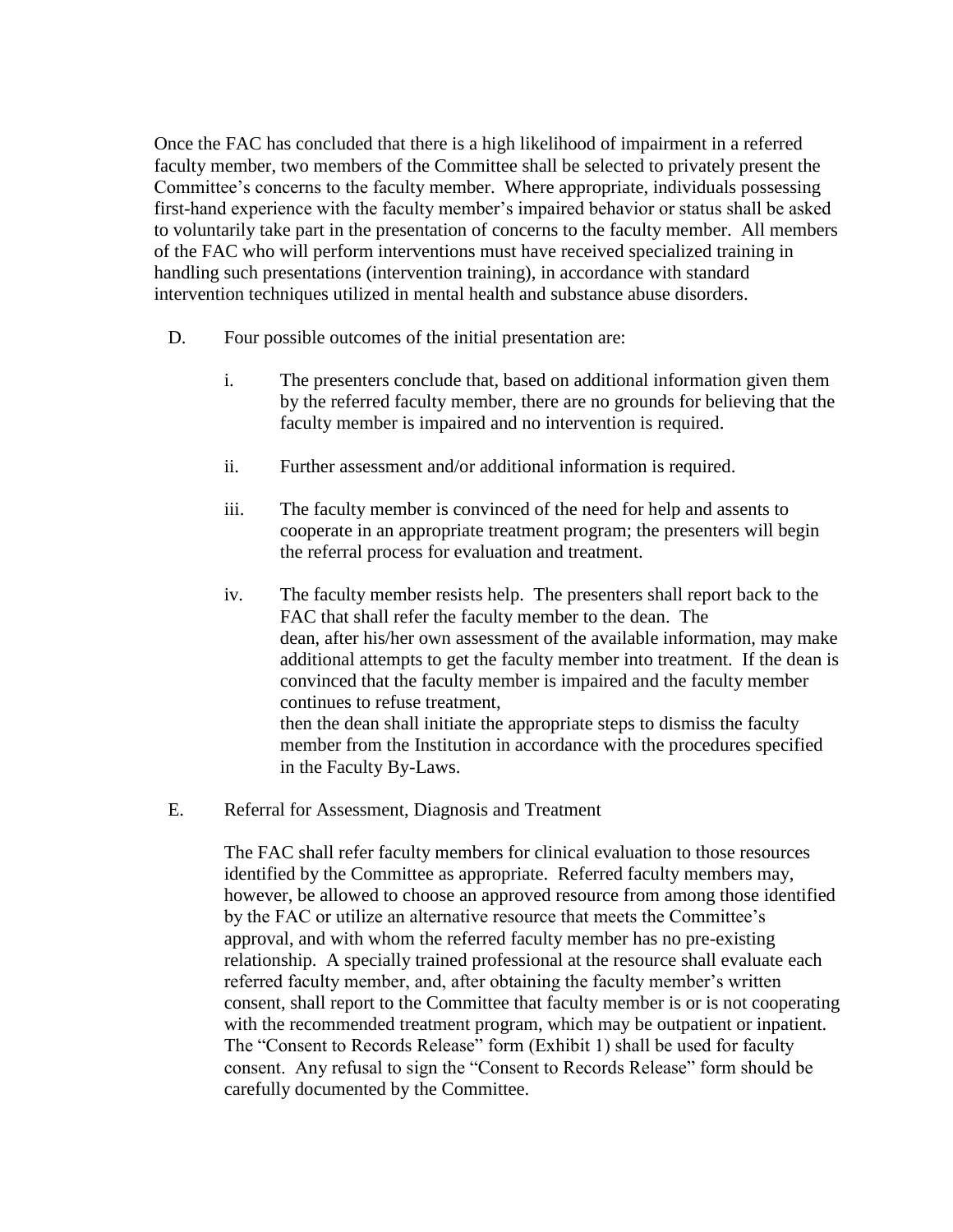Once the FAC has concluded that there is a high likelihood of impairment in a referred faculty member, two members of the Committee shall be selected to privately present the Committee's concerns to the faculty member. Where appropriate, individuals possessing first-hand experience with the faculty member's impaired behavior or status shall be asked to voluntarily take part in the presentation of concerns to the faculty member. All members of the FAC who will perform interventions must have received specialized training in handling such presentations (intervention training), in accordance with standard intervention techniques utilized in mental health and substance abuse disorders.

D. Four possible outcomes of the initial presentation are:

   i. The presenters conclude that, based on additional information given them by the referred faculty member, there are no grounds for believing that the faculty member is impaired and no intervention is required.

   ii. Further assessment and/or additional information is required.

   iii. The faculty member is convinced of the need for help and assents to cooperate in an appropriate treatment program; the presenters will begin the referral process for evaluation and treatment.

   iv. The faculty member resists help. The presenters shall report back to the FAC that shall refer the faculty member to the dean. The dean, after his/her own assessment of the available information, may make additional attempts to get the faculty member into treatment. If the dean is convinced that the faculty member is impaired and the faculty member continues to refuse treatment, then the dean shall initiate the appropriate steps to dismiss the faculty member from the Institution in accordance with the procedures specified in the Faculty By-Laws.

E. Referral for Assessment, Diagnosis and Treatment

The FAC shall refer faculty members for clinical evaluation to those resources identified by the Committee as appropriate. Referred faculty members may, however, be allowed to choose an approved resource from among those identified by the FAC or utilize an alternative resource that meets the Committee's approval, and with whom the referred faculty member has no pre-existing relationship. A specially trained professional at the resource shall evaluate each referred faculty member, and, after obtaining the faculty member's written consent, shall report to the Committee that faculty member is or is not cooperating with the recommended treatment program, which may be outpatient or inpatient. The "Consent to Records Release" form (Exhibit 1) shall be used for faculty consent. Any refusal to sign the "Consent to Records Release" form should be carefully documented by the Committee.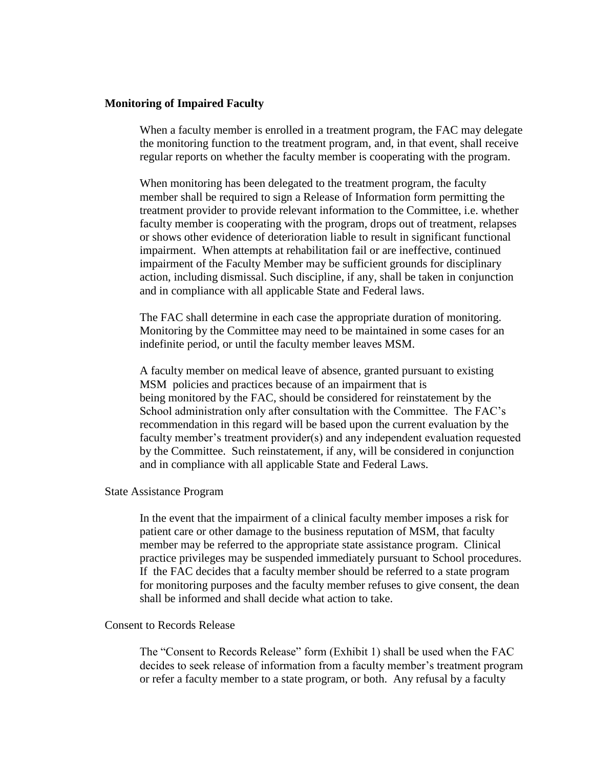**Monitoring of Impaired Faculty**

When a faculty member is enrolled in a treatment program, the FAC may delegate the monitoring function to the treatment program, and, in that event, shall receive regular reports on whether the faculty member is cooperating with the program.

When monitoring has been delegated to the treatment program, the faculty member shall be required to sign a Release of Information form permitting the treatment provider to provide relevant information to the Committee, i.e. whether faculty member is cooperating with the program, drops out of treatment, relapses or shows other evidence of deterioration liable to result in significant functional impairment. When attempts at rehabilitation fail or are ineffective, continued impairment of the Faculty Member may be sufficient grounds for disciplinary action, including dismissal. Such discipline, if any, shall be taken in conjunction and in compliance with all applicable State and Federal laws.

The FAC shall determine in each case the appropriate duration of monitoring. Monitoring by the Committee may need to be maintained in some cases for an indefinite period, or until the faculty member leaves MSM.

A faculty member on medical leave of absence, granted pursuant to existing MSM policies and practices because of an impairment that is being monitored by the FAC, should be considered for reinstatement by the School administration only after consultation with the Committee. The FAC's recommendation in this regard will be based upon the current evaluation by the faculty member's treatment provider(s) and any independent evaluation requested by the Committee. Such reinstatement, if any, will be considered in conjunction and in compliance with all applicable State and Federal Laws.

State Assistance Program

In the event that the impairment of a clinical faculty member imposes a risk for patient care or other damage to the business reputation of MSM, that faculty member may be referred to the appropriate state assistance program. Clinical practice privileges may be suspended immediately pursuant to School procedures. If the FAC decides that a faculty member should be referred to a state program for monitoring purposes and the faculty member refuses to give consent, the dean shall be informed and shall decide what action to take.

Consent to Records Release

The "Consent to Records Release" form (Exhibit 1) shall be used when the FAC decides to seek release of information from a faculty member's treatment program or refer a faculty member to a state program, or both. Any refusal by a faculty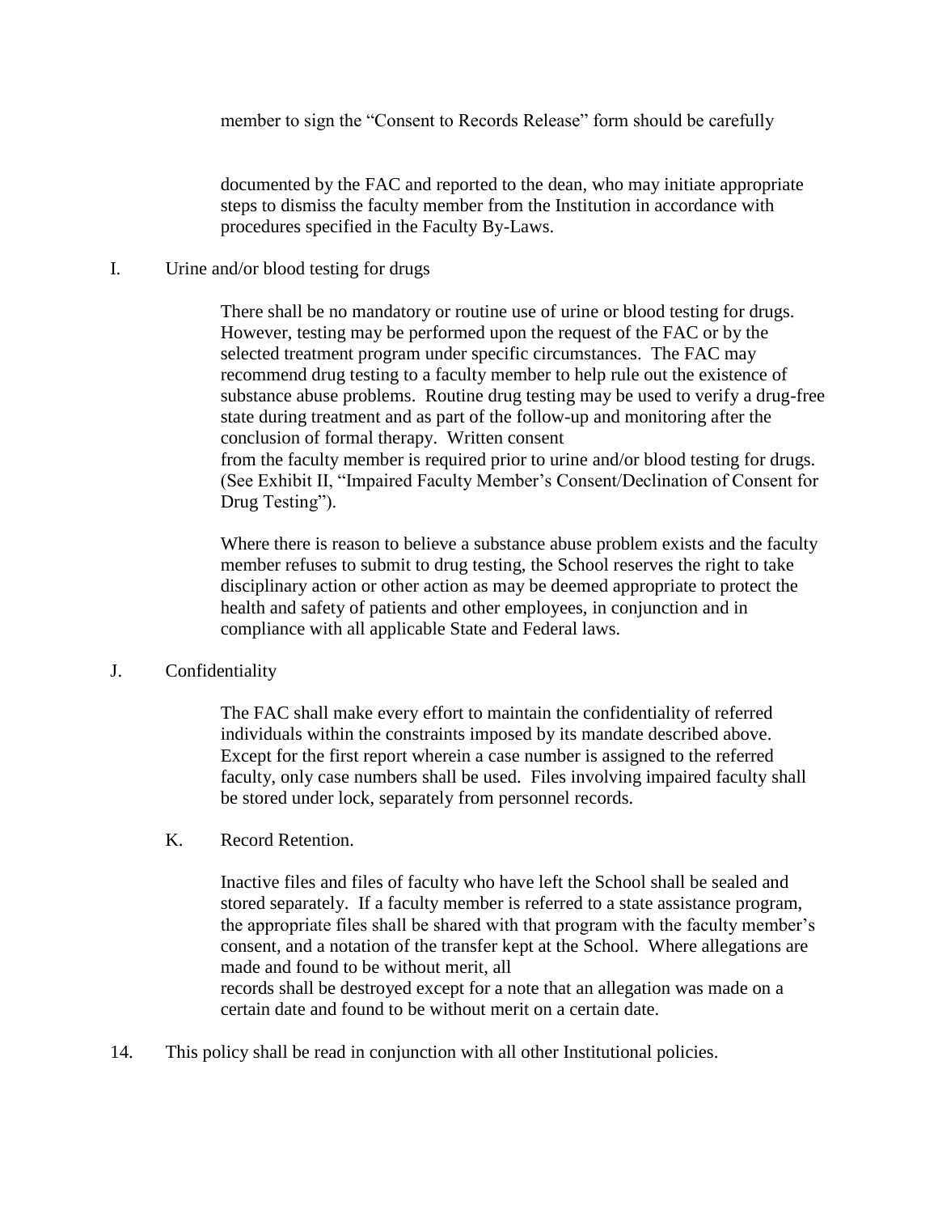member to sign the "Consent to Records Release" form should be carefully documented by the FAC and reported to the dean, who may initiate appropriate steps to dismiss the faculty member from the Institution in accordance with procedures specified in the Faculty By-Laws.

I. Urine and/or blood testing for drugs

There shall be no mandatory or routine use of urine or blood testing for drugs. However, testing may be performed upon the request of the FAC or by the selected treatment program under specific circumstances. The FAC may recommend drug testing to a faculty member to help rule out the existence of substance abuse problems. Routine drug testing may be used to verify a drug-free state during treatment and as part of the follow-up and monitoring after the conclusion of formal therapy. Written consent from the faculty member is required prior to urine and/or blood testing for drugs. (See Exhibit II, "Impaired Faculty Member's Consent/Declination of Consent for Drug Testing").

Where there is reason to believe a substance abuse problem exists and the faculty member refuses to submit to drug testing, the School reserves the right to take disciplinary action or other action as may be deemed appropriate to protect the health and safety of patients and other employees, in conjunction and in compliance with all applicable State and Federal laws.

J. Confidentiality

The FAC shall make every effort to maintain the confidentiality of referred individuals within the constraints imposed by its mandate described above. Except for the first report wherein a case number is assigned to the referred faculty, only case numbers shall be used. Files involving impaired faculty shall be stored under lock, separately from personnel records.

K. Record Retention.

Inactive files and files of faculty who have left the School shall be sealed and stored separately. If a faculty member is referred to a state assistance program, the appropriate files shall be shared with that program with the faculty member's consent, and a notation of the transfer kept at the School. Where allegations are made and found to be without merit, all records shall be destroyed except for a note that an allegation was made on a certain date and found to be without merit on a certain date.

14. This policy shall be read in conjunction with all other Institutional policies.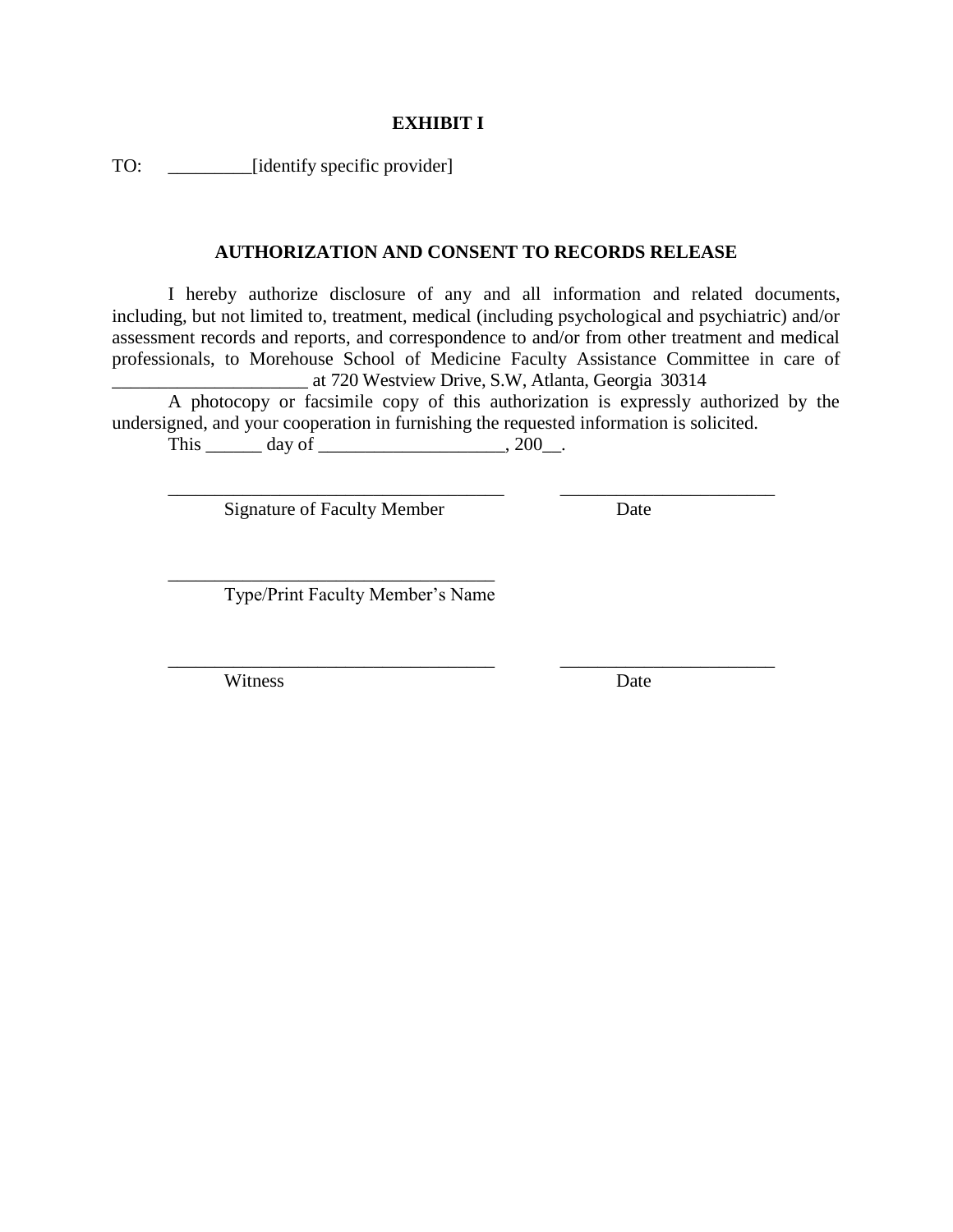**EXHIBIT I**

TO: _________[identify specific provider]

**AUTHORIZATION AND CONSENT TO RECORDS RELEASE**

I hereby authorize disclosure of any and all information and related documents, including, but not limited to, treatment, medical (including psychological and psychiatric) and/or assessment records and reports, and correspondence to and/or from other treatment and medical professionals, to Morehouse School of Medicine Faculty Assistance Committee in care of _____________________ at 720 Westview Drive, S.W, Atlanta, Georgia 30314

A photocopy or facsimile copy of this authorization is expressly authorized by the undersigned, and your cooperation in furnishing the requested information is solicited.

This ______ day of ____________________, 200__.

___________________________________ _______________________
Signature of Faculty Member Date

___________________________________
Type/Print Faculty Member's Name

___________________________________ _______________________
Witness Date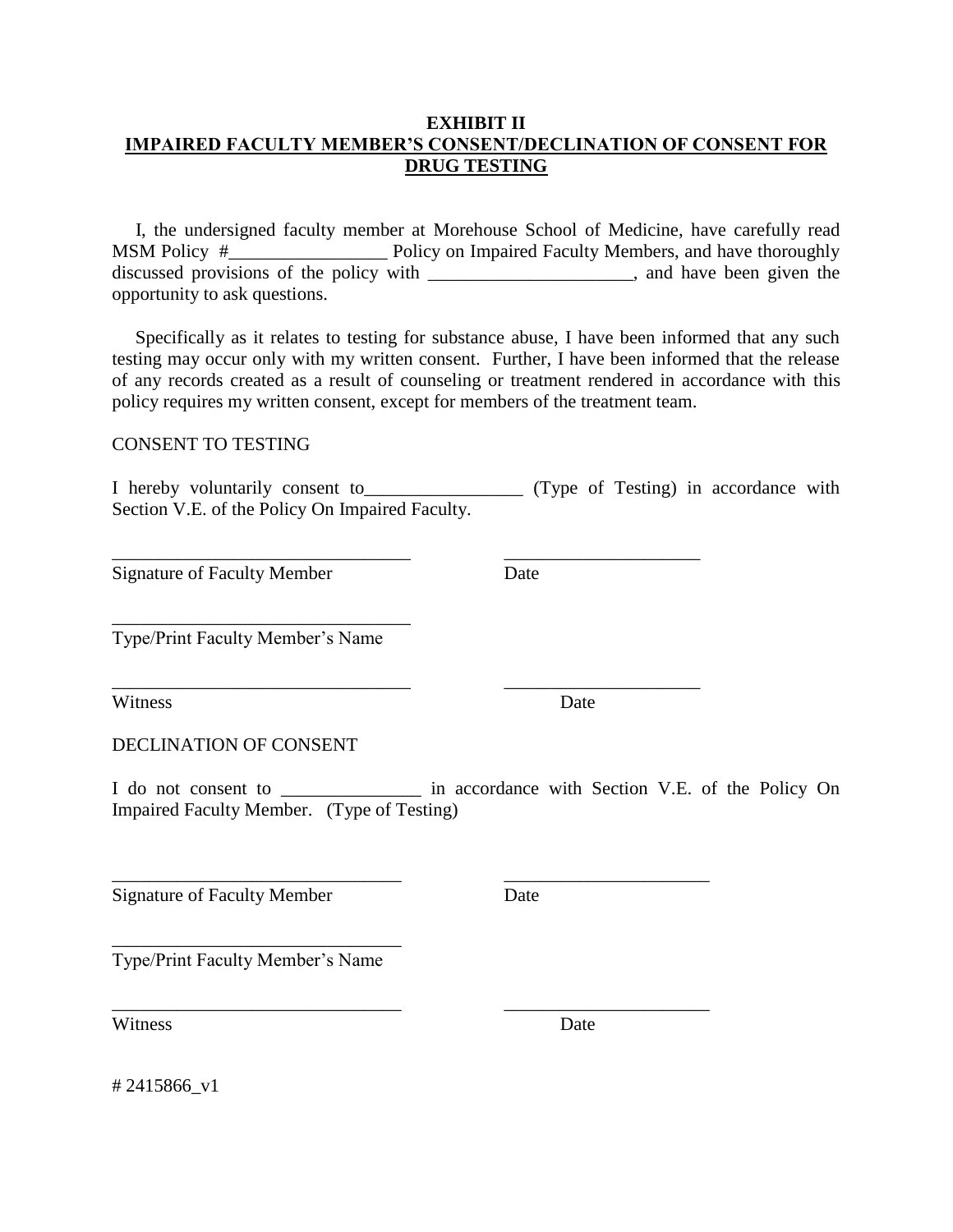**EXHIBIT II**
**IMPAIRED FACULTY MEMBER'S CONSENT/DECLINATION OF CONSENT FOR DRUG TESTING**

I, the undersigned faculty member at Morehouse School of Medicine, have carefully read MSM Policy #_________________ Policy on Impaired Faculty Members, and have thoroughly discussed provisions of the policy with ______________________, and have been given the opportunity to ask questions.

Specifically as it relates to testing for substance abuse, I have been informed that any such testing may occur only with my written consent. Further, I have been informed that the release of any records created as a result of counseling or treatment rendered in accordance with this policy requires my written consent, except for members of the treatment team.

CONSENT TO TESTING

I hereby voluntarily consent to_________________ (Type of Testing) in accordance with Section V.E. of the Policy On Impaired Faculty.

________________________________ _____________________
Signature of Faculty Member Date

________________________________
Type/Print Faculty Member's Name

________________________________ _____________________
Witness Date

DECLINATION OF CONSENT

I do not consent to _______________ in accordance with Section V.E. of the Policy On Impaired Faculty Member. (Type of Testing)

_______________________________ ______________________
Signature of Faculty Member Date

_______________________________
Type/Print Faculty Member's Name

_______________________________ ______________________
Witness Date

# 2415866_v1